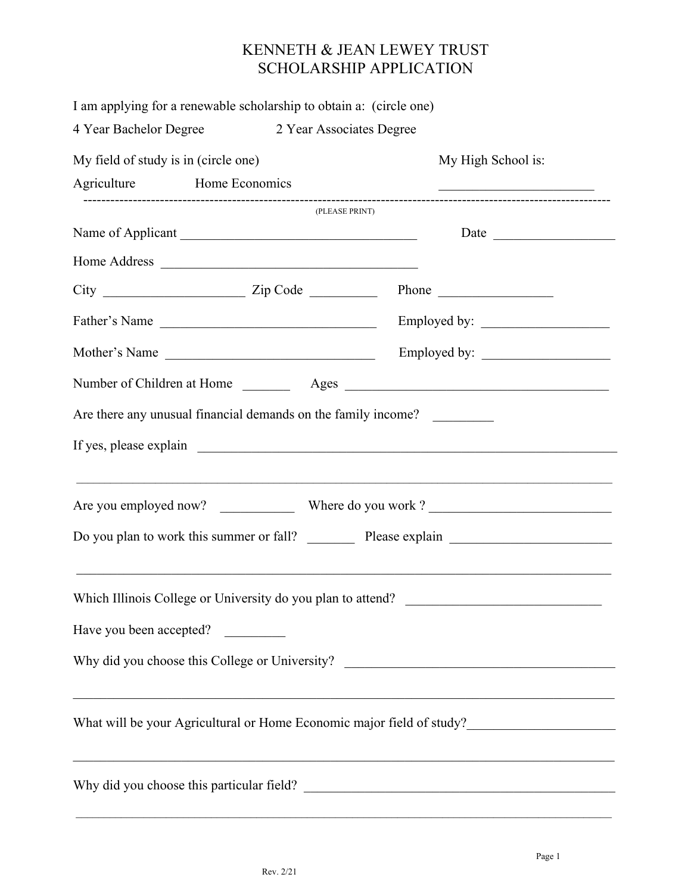# KENNETH & JEAN LEWEY TRUST
# SCHOLARSHIP APPLICATION

I am applying for a renewable scholarship to obtain a: (circle one)

4 Year Bachelor Degree 2 Year Associates Degree

My field of study is in (circle one) My High School is:

Agriculture Home Economics ______________________

---

(PLEASE PRINT)

Name of Applicant __________________________________ Date _________________

Home Address _____________________________________

City ____________________ Zip Code _________ Phone ________________

Father's Name _______________________________ Employed by: __________________

Mother's Name ______________________________ Employed by: __________________

Number of Children at Home _______ Ages _______________________________________

Are there any unusual financial demands on the family income? ________

If yes, please explain ______________________________________________________________

_____________________________________________________________________________

Are you employed now? __________ Where do you work ? __________________________

Do you plan to work this summer or fall? _______ Please explain ______________________

_____________________________________________________________________________

Which Illinois College or University do you plan to attend? ____________________________

Have you been accepted? ________

Why did you choose this College or University? _______________________________________

_____________________________________________________________________________

What will be your Agricultural or Home Economic major field of study?_____________________

_____________________________________________________________________________

Why did you choose this particular field? ___________________________________________

_____________________________________________________________________________

Rev. 2/21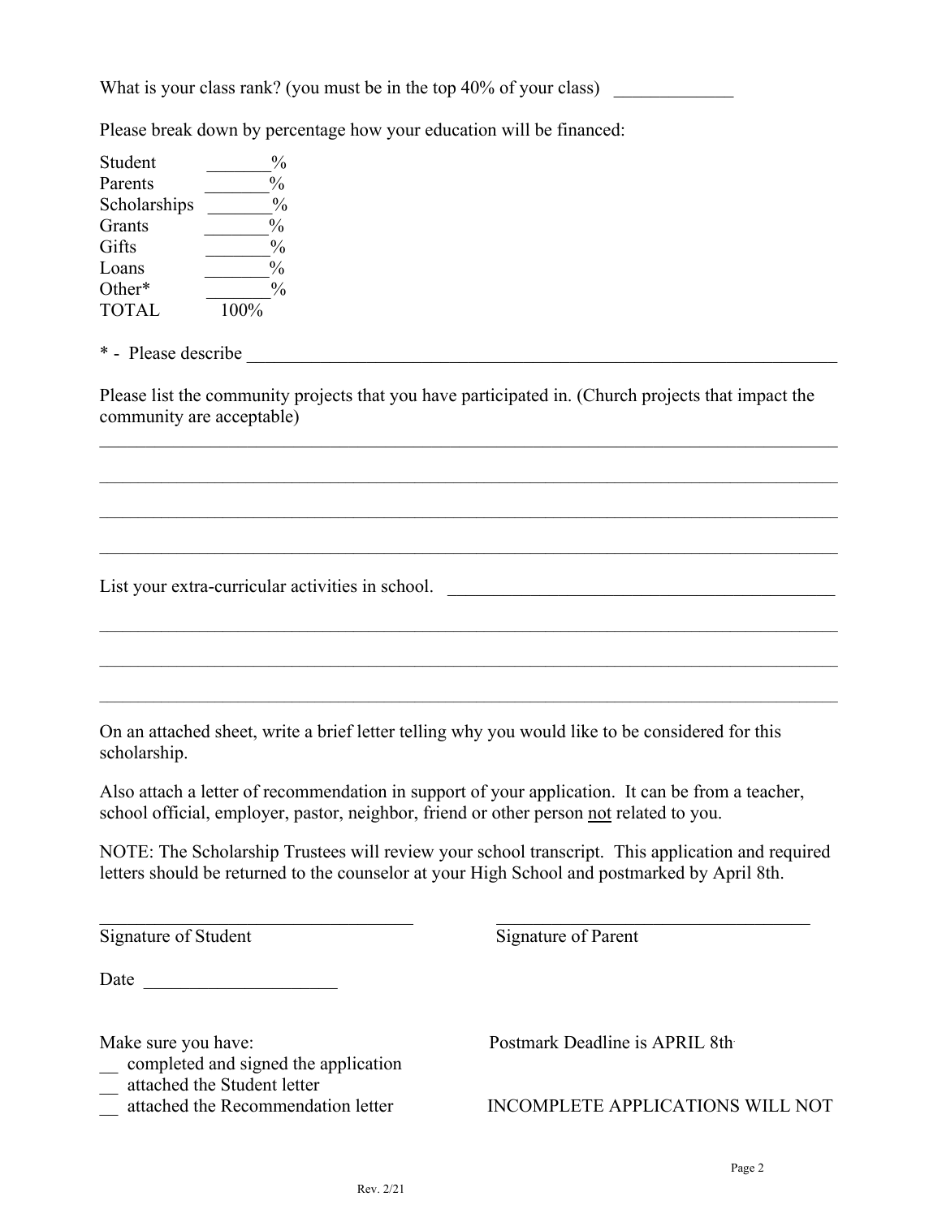What is your class rank? (you must be in the top 40% of your class) _____________

Please break down by percentage how your education will be financed:

| | |
|---|---|
| Student | _______% |
| Parents | _______% |
| Scholarships | _______% |
| Grants | _______% |
| Gifts | _______% |
| Loans | _______% |
| Other* | _______% |
| TOTAL | 100% |

* - Please describe ______________________________________________________________________

Please list the community projects that you have participated in. (Church projects that impact the community are acceptable)

_____________________________________________________________________________________

_____________________________________________________________________________________

_____________________________________________________________________________________

_____________________________________________________________________________________

List your extra-curricular activities in school. ____________________________________________

_____________________________________________________________________________________

_____________________________________________________________________________________

_____________________________________________________________________________________

On an attached sheet, write a brief letter telling why you would like to be considered for this scholarship.

Also attach a letter of recommendation in support of your application. It can be from a teacher, school official, employer, pastor, neighbor, friend or other person <u>not</u> related to you.

NOTE: The Scholarship Trustees will review your school transcript. This application and required letters should be returned to the counselor at your High School and postmarked by April 8th.

___________________________________ ___________________________________

Signature of Student Signature of Parent

Date _____________________

Make sure you have:

__ completed and signed the application

__ attached the Student letter

__ attached the Recommendation letter

Postmark Deadline is APRIL 8th

INCOMPLETE APPLICATIONS WILL NOT

Rev. 2/21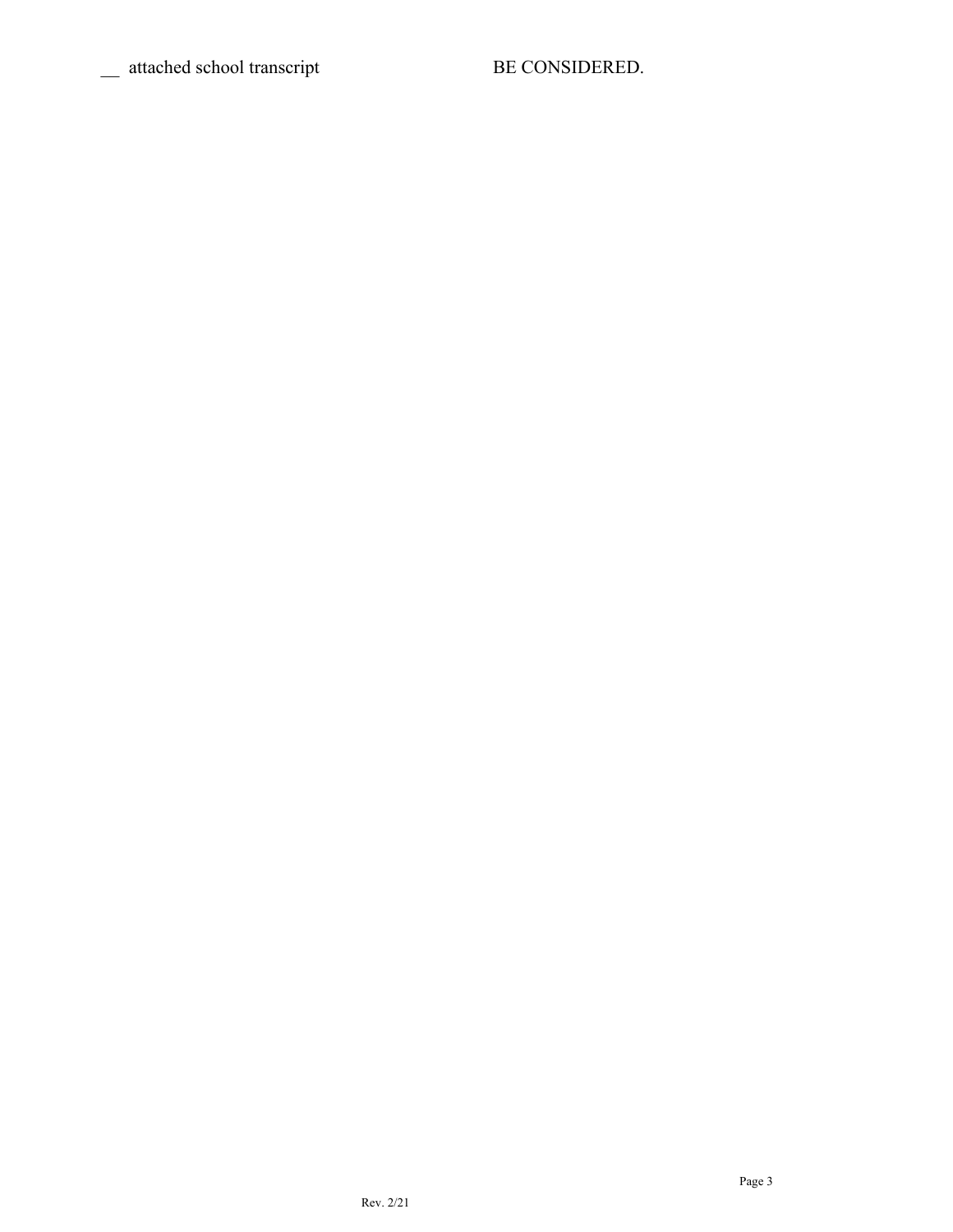__ attached school transcript BE CONSIDERED.